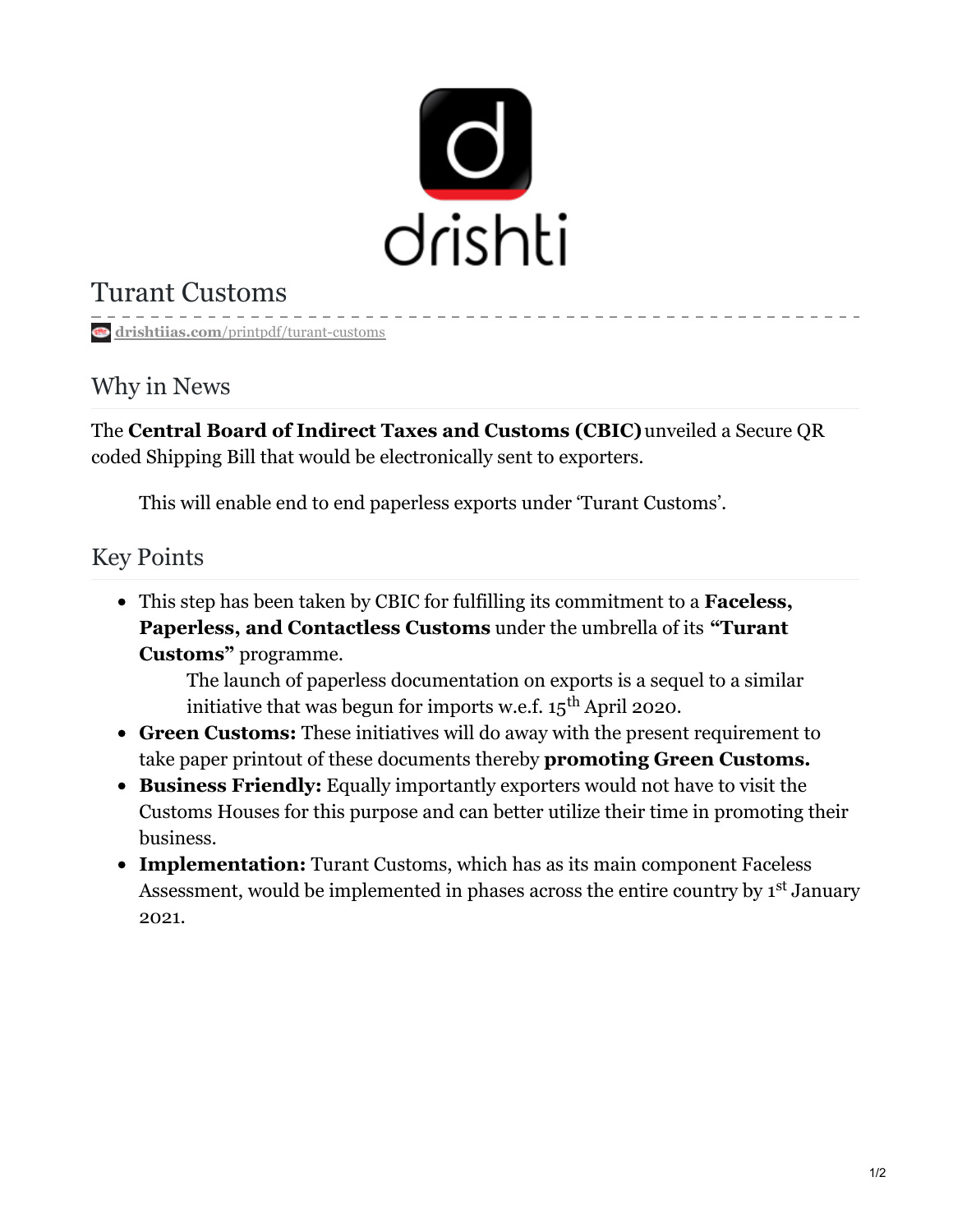# Turant Customs

drishtiias.com/printpdf/turant-customs

## Why in News

The **Central Board of Indirect Taxes and Customs (CBIC)** unveiled a Secure QR coded Shipping Bill that would be electronically sent to exporters.

> This will enable end to end paperless exports under 'Turant Customs'.

## Key Points

- This step has been taken by CBIC for fulfilling its commitment to a **Faceless, Paperless, and Contactless Customs** under the umbrella of its **"Turant Customs"** programme.
  - The launch of paperless documentation on exports is a sequel to a similar initiative that was begun for imports w.e.f. 15th April 2020.
- **Green Customs:** These initiatives will do away with the present requirement to take paper printout of these documents thereby **promoting Green Customs.**
- **Business Friendly:** Equally importantly exporters would not have to visit the Customs Houses for this purpose and can better utilize their time in promoting their business.
- **Implementation:** Turant Customs, which has as its main component Faceless Assessment, would be implemented in phases across the entire country by 1st January 2021.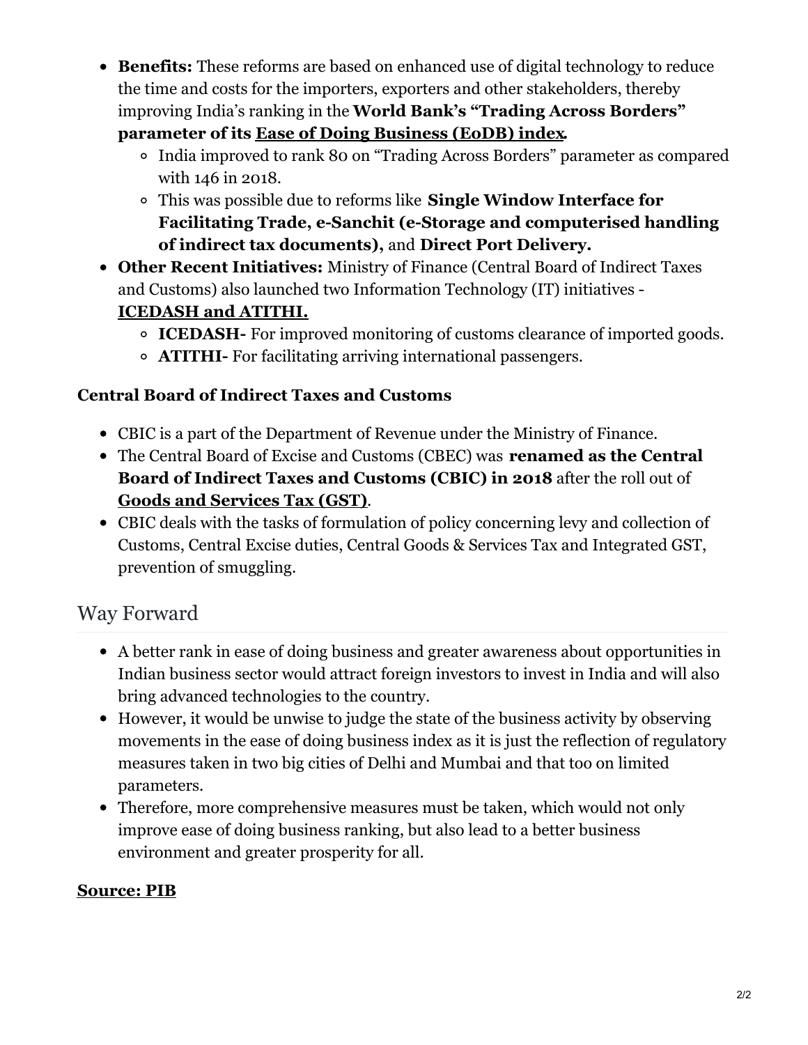- **Benefits:** These reforms are based on enhanced use of digital technology to reduce the time and costs for the importers, exporters and other stakeholders, thereby improving India's ranking in the **World Bank's "Trading Across Borders" parameter of its Ease of Doing Business (EoDB) index.**
  - India improved to rank 80 on "Trading Across Borders" parameter as compared with 146 in 2018.
  - This was possible due to reforms like **Single Window Interface for Facilitating Trade, e-Sanchit (e-Storage and computerised handling of indirect tax documents),** and **Direct Port Delivery.**
- **Other Recent Initiatives:** Ministry of Finance (Central Board of Indirect Taxes and Customs) also launched two Information Technology (IT) initiatives - **ICEDASH and ATITHI.**
  - **ICEDASH-** For improved monitoring of customs clearance of imported goods.
  - **ATITHI-** For facilitating arriving international passengers.

**Central Board of Indirect Taxes and Customs**

- CBIC is a part of the Department of Revenue under the Ministry of Finance.
- The Central Board of Excise and Customs (CBEC) was **renamed as the Central Board of Indirect Taxes and Customs (CBIC) in 2018** after the roll out of **Goods and Services Tax (GST)**.
- CBIC deals with the tasks of formulation of policy concerning levy and collection of Customs, Central Excise duties, Central Goods & Services Tax and Integrated GST, prevention of smuggling.

## Way Forward

- A better rank in ease of doing business and greater awareness about opportunities in Indian business sector would attract foreign investors to invest in India and will also bring advanced technologies to the country.
- However, it would be unwise to judge the state of the business activity by observing movements in the ease of doing business index as it is just the reflection of regulatory measures taken in two big cities of Delhi and Mumbai and that too on limited parameters.
- Therefore, more comprehensive measures must be taken, which would not only improve ease of doing business ranking, but also lead to a better business environment and greater prosperity for all.

**Source: PIB**